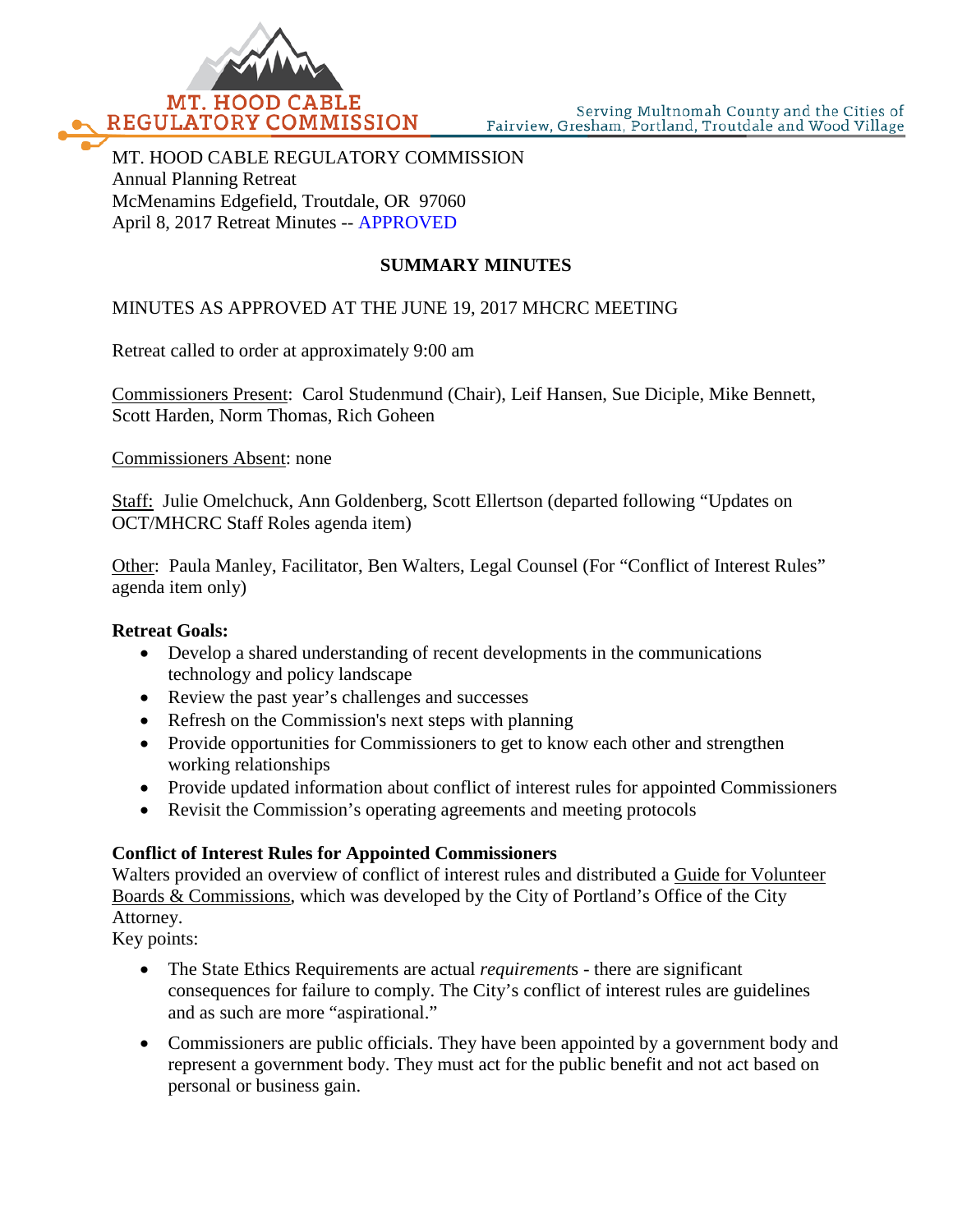MT. HOOD CABLE REGULATORY COMMISSION

Serving Multnomah County and the Cities of Fairview, Gresham, Portland, Troutdale and Wood Village

MT. HOOD CABLE REGULATORY COMMISSION
Annual Planning Retreat
McMenamins Edgefield, Troutdale, OR 97060
April 8, 2017 Retreat Minutes -- APPROVED

## SUMMARY MINUTES

MINUTES AS APPROVED AT THE JUNE 19, 2017 MHCRC MEETING

Retreat called to order at approximately 9:00 am

Commissioners Present: Carol Studenmund (Chair), Leif Hansen, Sue Diciple, Mike Bennett, Scott Harden, Norm Thomas, Rich Goheen

Commissioners Absent: none

Staff: Julie Omelchuck, Ann Goldenberg, Scott Ellertson (departed following "Updates on OCT/MHCRC Staff Roles agenda item)

Other: Paula Manley, Facilitator, Ben Walters, Legal Counsel (For "Conflict of Interest Rules" agenda item only)

**Retreat Goals:**

- Develop a shared understanding of recent developments in the communications technology and policy landscape
- Review the past year's challenges and successes
- Refresh on the Commission's next steps with planning
- Provide opportunities for Commissioners to get to know each other and strengthen working relationships
- Provide updated information about conflict of interest rules for appointed Commissioners
- Revisit the Commission's operating agreements and meeting protocols

**Conflict of Interest Rules for Appointed Commissioners**

Walters provided an overview of conflict of interest rules and distributed a Guide for Volunteer Boards & Commissions, which was developed by the City of Portland's Office of the City Attorney.

Key points:

- The State Ethics Requirements are actual *requirement*s - there are significant consequences for failure to comply. The City's conflict of interest rules are guidelines and as such are more "aspirational."
- Commissioners are public officials. They have been appointed by a government body and represent a government body. They must act for the public benefit and not act based on personal or business gain.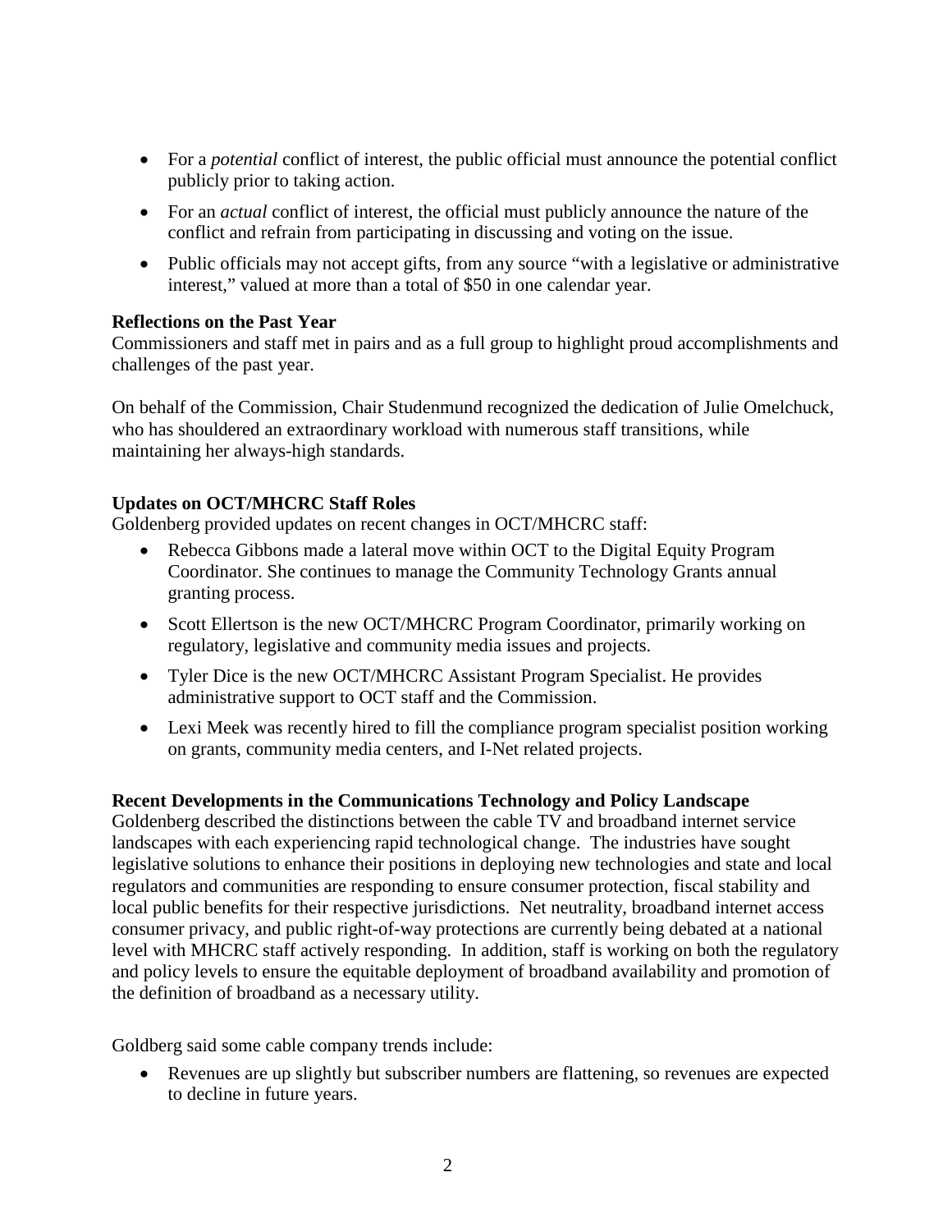- For a *potential* conflict of interest, the public official must announce the potential conflict publicly prior to taking action.
- For an *actual* conflict of interest, the official must publicly announce the nature of the conflict and refrain from participating in discussing and voting on the issue.
- Public officials may not accept gifts, from any source "with a legislative or administrative interest," valued at more than a total of $50 in one calendar year.

**Reflections on the Past Year**
Commissioners and staff met in pairs and as a full group to highlight proud accomplishments and challenges of the past year.

On behalf of the Commission, Chair Studenmund recognized the dedication of Julie Omelchuck, who has shouldered an extraordinary workload with numerous staff transitions, while maintaining her always-high standards.

**Updates on OCT/MHCRC Staff Roles**
Goldenberg provided updates on recent changes in OCT/MHCRC staff:

- Rebecca Gibbons made a lateral move within OCT to the Digital Equity Program Coordinator. She continues to manage the Community Technology Grants annual granting process.
- Scott Ellertson is the new OCT/MHCRC Program Coordinator, primarily working on regulatory, legislative and community media issues and projects.
- Tyler Dice is the new OCT/MHCRC Assistant Program Specialist. He provides administrative support to OCT staff and the Commission.
- Lexi Meek was recently hired to fill the compliance program specialist position working on grants, community media centers, and I-Net related projects.

**Recent Developments in the Communications Technology and Policy Landscape**
Goldenberg described the distinctions between the cable TV and broadband internet service landscapes with each experiencing rapid technological change. The industries have sought legislative solutions to enhance their positions in deploying new technologies and state and local regulators and communities are responding to ensure consumer protection, fiscal stability and local public benefits for their respective jurisdictions. Net neutrality, broadband internet access consumer privacy, and public right-of-way protections are currently being debated at a national level with MHCRC staff actively responding. In addition, staff is working on both the regulatory and policy levels to ensure the equitable deployment of broadband availability and promotion of the definition of broadband as a necessary utility.

Goldberg said some cable company trends include:

- Revenues are up slightly but subscriber numbers are flattening, so revenues are expected to decline in future years.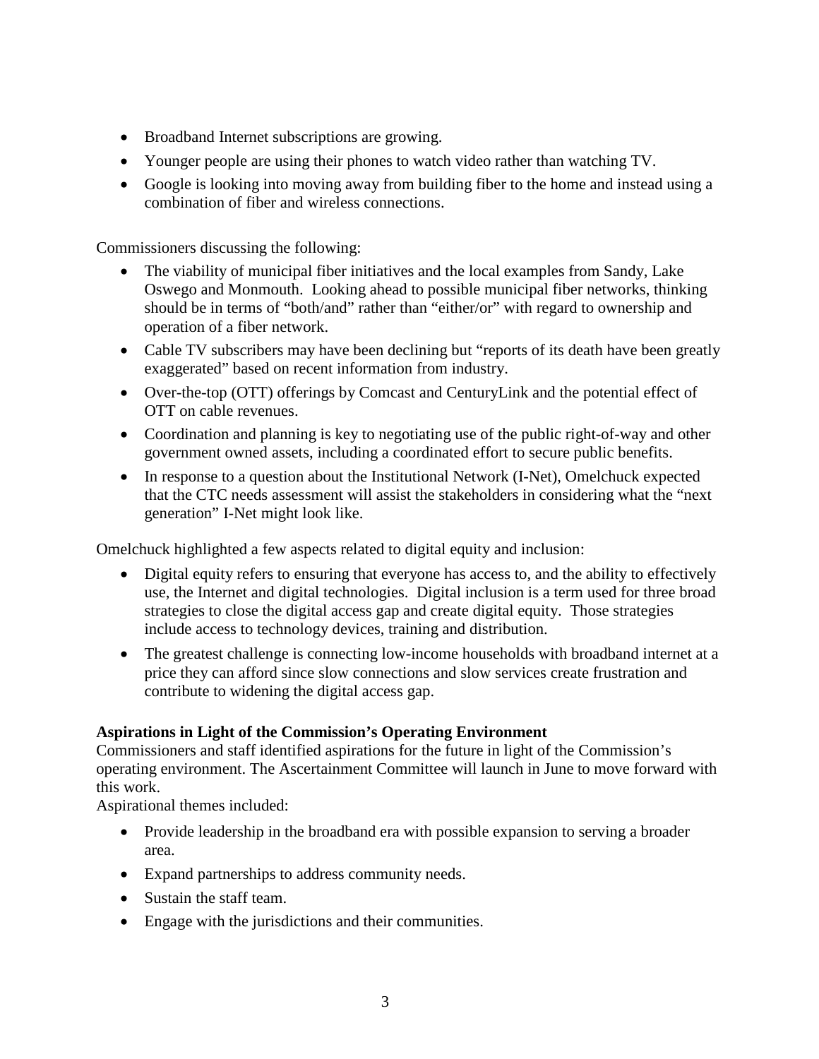- Broadband Internet subscriptions are growing.
- Younger people are using their phones to watch video rather than watching TV.
- Google is looking into moving away from building fiber to the home and instead using a combination of fiber and wireless connections.

Commissioners discussing the following:

- The viability of municipal fiber initiatives and the local examples from Sandy, Lake Oswego and Monmouth. Looking ahead to possible municipal fiber networks, thinking should be in terms of "both/and" rather than "either/or" with regard to ownership and operation of a fiber network.
- Cable TV subscribers may have been declining but "reports of its death have been greatly exaggerated" based on recent information from industry.
- Over-the-top (OTT) offerings by Comcast and CenturyLink and the potential effect of OTT on cable revenues.
- Coordination and planning is key to negotiating use of the public right-of-way and other government owned assets, including a coordinated effort to secure public benefits.
- In response to a question about the Institutional Network (I-Net), Omelchuck expected that the CTC needs assessment will assist the stakeholders in considering what the "next generation" I-Net might look like.

Omelchuck highlighted a few aspects related to digital equity and inclusion:

- Digital equity refers to ensuring that everyone has access to, and the ability to effectively use, the Internet and digital technologies. Digital inclusion is a term used for three broad strategies to close the digital access gap and create digital equity. Those strategies include access to technology devices, training and distribution.
- The greatest challenge is connecting low-income households with broadband internet at a price they can afford since slow connections and slow services create frustration and contribute to widening the digital access gap.

**Aspirations in Light of the Commission's Operating Environment**

Commissioners and staff identified aspirations for the future in light of the Commission's operating environment. The Ascertainment Committee will launch in June to move forward with this work.

Aspirational themes included:

- Provide leadership in the broadband era with possible expansion to serving a broader area.
- Expand partnerships to address community needs.
- Sustain the staff team.
- Engage with the jurisdictions and their communities.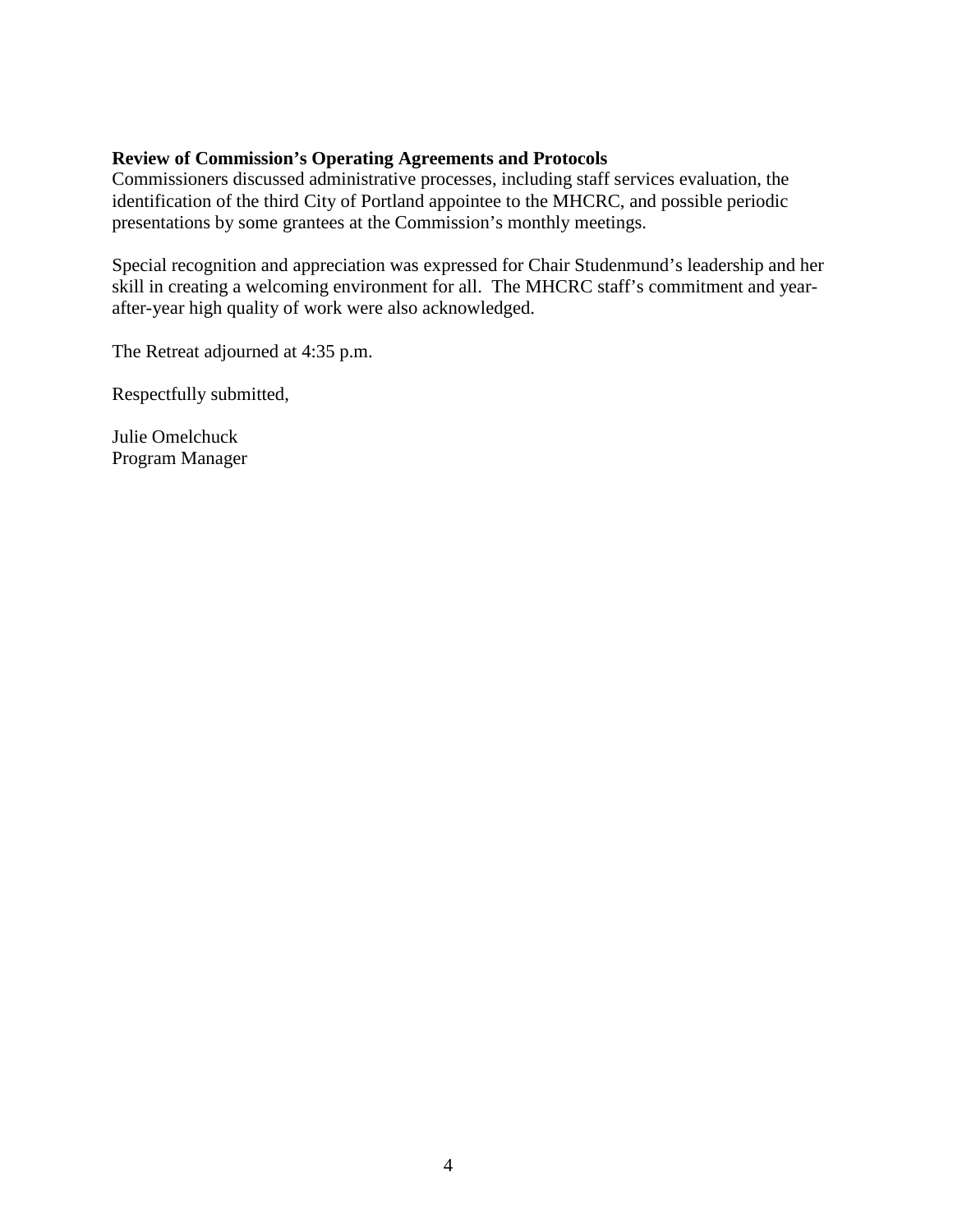**Review of Commission's Operating Agreements and Protocols**

Commissioners discussed administrative processes, including staff services evaluation, the identification of the third City of Portland appointee to the MHCRC, and possible periodic presentations by some grantees at the Commission's monthly meetings.

Special recognition and appreciation was expressed for Chair Studenmund's leadership and her skill in creating a welcoming environment for all. The MHCRC staff's commitment and year-after-year high quality of work were also acknowledged.

The Retreat adjourned at 4:35 p.m.

Respectfully submitted,

Julie Omelchuck
Program Manager